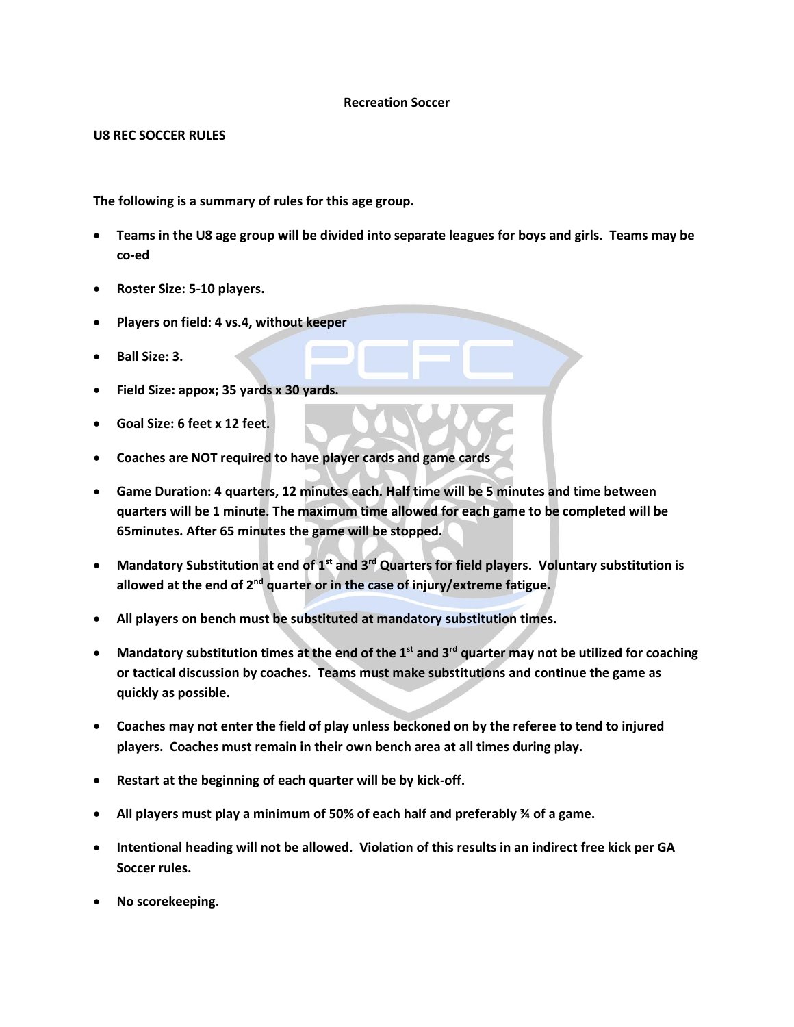# Recreation Soccer

## U8 REC SOCCER RULES

**The following is a summary of rules for this age group.**

- **Teams in the U8 age group will be divided into separate leagues for boys and girls. Teams may be co-ed**
- **Roster Size: 5-10 players.**
- **Players on field: 4 vs.4, without keeper**
- **Ball Size: 3.**
- **Field Size: appox; 35 yards x 30 yards.**
- **Goal Size: 6 feet x 12 feet.**
- **Coaches are NOT required to have player cards and game cards**
- **Game Duration: 4 quarters, 12 minutes each. Half time will be 5 minutes and time between quarters will be 1 minute. The maximum time allowed for each game to be completed will be 65minutes. After 65 minutes the game will be stopped.**
- **Mandatory Substitution at end of 1st and 3rd Quarters for field players. Voluntary substitution is allowed at the end of 2nd quarter or in the case of injury/extreme fatigue.**
- **All players on bench must be substituted at mandatory substitution times.**
- **Mandatory substitution times at the end of the 1st and 3rd quarter may not be utilized for coaching or tactical discussion by coaches. Teams must make substitutions and continue the game as quickly as possible.**
- **Coaches may not enter the field of play unless beckoned on by the referee to tend to injured players. Coaches must remain in their own bench area at all times during play.**
- **Restart at the beginning of each quarter will be by kick-off.**
- **All players must play a minimum of 50% of each half and preferably ¾ of a game.**
- **Intentional heading will not be allowed. Violation of this results in an indirect free kick per GA Soccer rules.**
- **No scorekeeping.**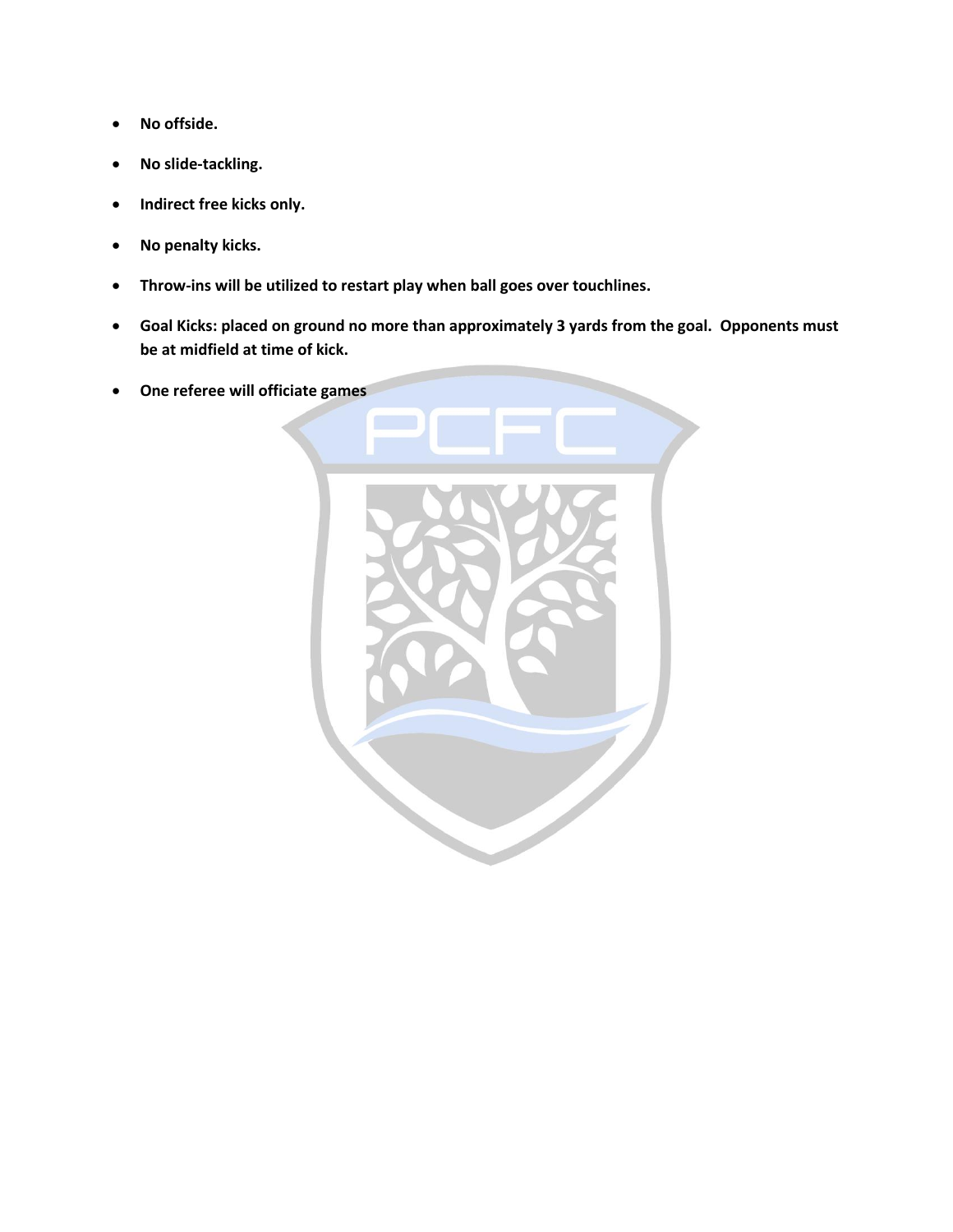- **No offside.**
- **No slide-tackling.**
- **Indirect free kicks only.**
- **No penalty kicks.**
- **Throw-ins will be utilized to restart play when ball goes over touchlines.**
- **Goal Kicks: placed on ground no more than approximately 3 yards from the goal. Opponents must be at midfield at time of kick.**
- **One referee will officiate games**